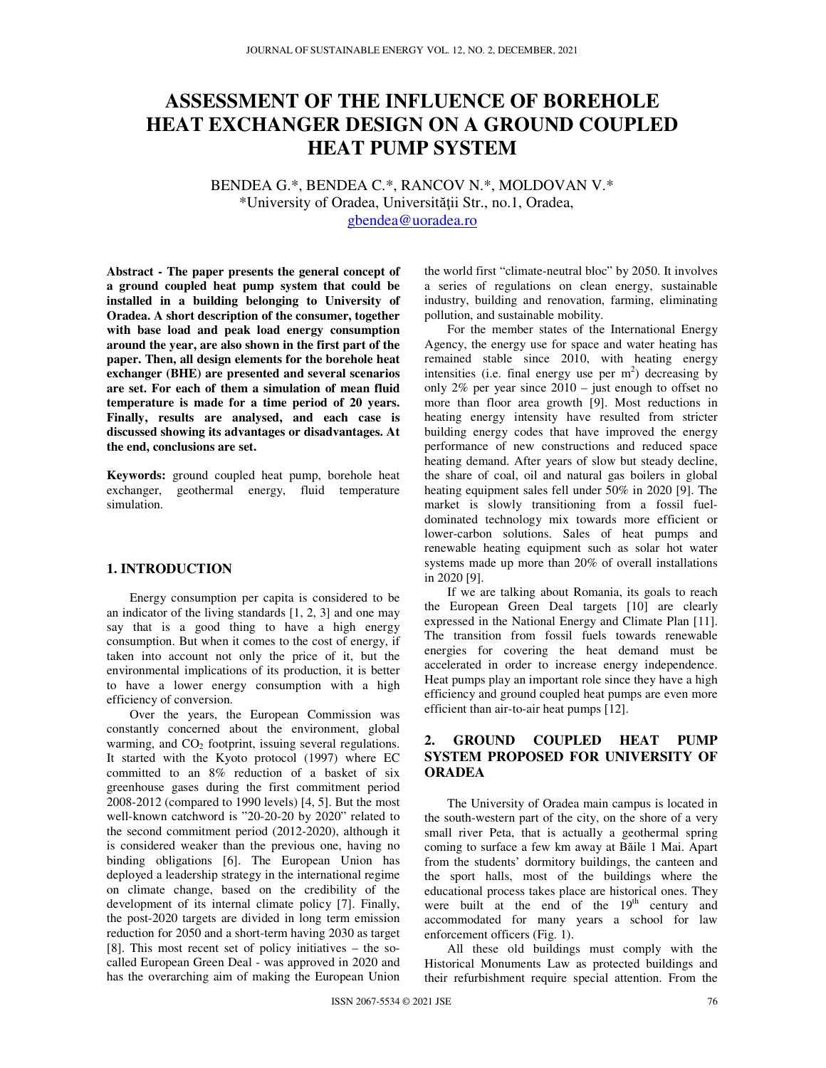# ASSESSMENT OF THE INFLUENCE OF BOREHOLE HEAT EXCHANGER DESIGN ON A GROUND COUPLED HEAT PUMP SYSTEM

BENDEA G.*, BENDEA C.*, RANCOV N.*, MOLDOVAN V.*
*University of Oradea, Universităţii Str., no.1, Oradea,
gbendea@uoradea.ro

**Abstract - The paper presents the general concept of a ground coupled heat pump system that could be installed in a building belonging to University of Oradea. A short description of the consumer, together with base load and peak load energy consumption around the year, are also shown in the first part of the paper. Then, all design elements for the borehole heat exchanger (BHE) are presented and several scenarios are set. For each of them a simulation of mean fluid temperature is made for a time period of 20 years. Finally, results are analysed, and each case is discussed showing its advantages or disadvantages. At the end, conclusions are set.**

**Keywords:** ground coupled heat pump, borehole heat exchanger, geothermal energy, fluid temperature simulation.

## 1. INTRODUCTION

Energy consumption per capita is considered to be an indicator of the living standards [1, 2, 3] and one may say that is a good thing to have a high energy consumption. But when it comes to the cost of energy, if taken into account not only the price of it, but the environmental implications of its production, it is better to have a lower energy consumption with a high efficiency of conversion.

Over the years, the European Commission was constantly concerned about the environment, global warming, and $CO_2$ footprint, issuing several regulations. It started with the Kyoto protocol (1997) where EC committed to an 8% reduction of a basket of six greenhouse gases during the first commitment period 2008-2012 (compared to 1990 levels) [4, 5]. But the most well-known catchword is "20-20-20 by 2020" related to the second commitment period (2012-2020), although it is considered weaker than the previous one, having no binding obligations [6]. The European Union has deployed a leadership strategy in the international regime on climate change, based on the credibility of the development of its internal climate policy [7]. Finally, the post-2020 targets are divided in long term emission reduction for 2050 and a short-term having 2030 as target [8]. This most recent set of policy initiatives – the so-called European Green Deal - was approved in 2020 and has the overarching aim of making the European Union the world first "climate-neutral bloc" by 2050. It involves a series of regulations on clean energy, sustainable industry, building and renovation, farming, eliminating pollution, and sustainable mobility.

For the member states of the International Energy Agency, the energy use for space and water heating has remained stable since 2010, with heating energy intensities (i.e. final energy use per $m^2$) decreasing by only 2% per year since 2010 – just enough to offset no more than floor area growth [9]. Most reductions in heating energy intensity have resulted from stricter building energy codes that have improved the energy performance of new constructions and reduced space heating demand. After years of slow but steady decline, the share of coal, oil and natural gas boilers in global heating equipment sales fell under 50% in 2020 [9]. The market is slowly transitioning from a fossil fuel-dominated technology mix towards more efficient or lower-carbon solutions. Sales of heat pumps and renewable heating equipment such as solar hot water systems made up more than 20% of overall installations in 2020 [9].

If we are talking about Romania, its goals to reach the European Green Deal targets [10] are clearly expressed in the National Energy and Climate Plan [11]. The transition from fossil fuels towards renewable energies for covering the heat demand must be accelerated in order to increase energy independence. Heat pumps play an important role since they have a high efficiency and ground coupled heat pumps are even more efficient than air-to-air heat pumps [12].

## 2. GROUND COUPLED HEAT PUMP SYSTEM PROPOSED FOR UNIVERSITY OF ORADEA

The University of Oradea main campus is located in the south-western part of the city, on the shore of a very small river Peta, that is actually a geothermal spring coming to surface a few km away at Băile 1 Mai. Apart from the students' dormitory buildings, the canteen and the sport halls, most of the buildings where the educational process takes place are historical ones. They were built at the end of the 19th century and accommodated for many years a school for law enforcement officers (Fig. 1).

All these old buildings must comply with the Historical Monuments Law as protected buildings and their refurbishment require special attention. From the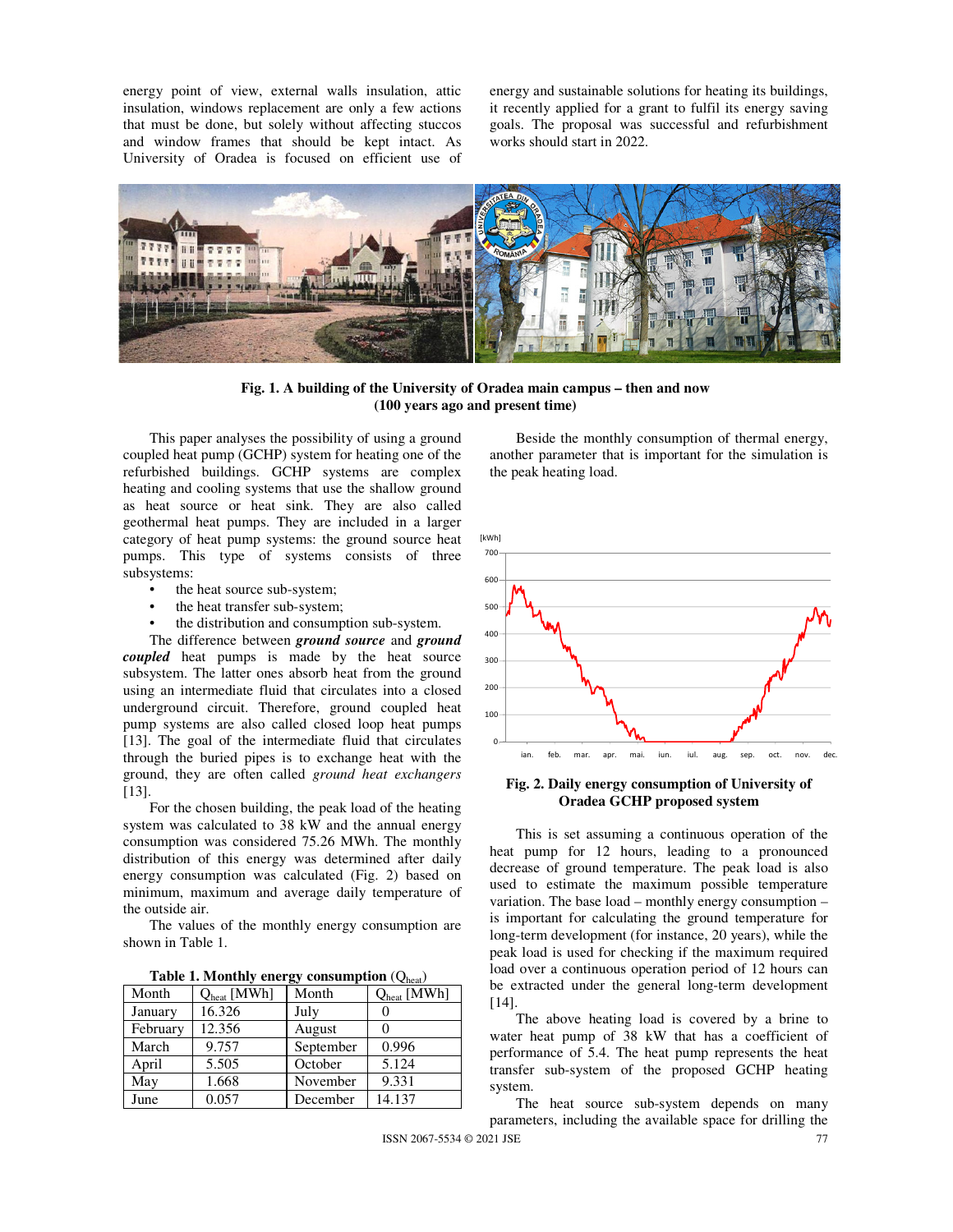energy point of view, external walls insulation, attic insulation, windows replacement are only a few actions that must be done, but solely without affecting stuccos and window frames that should be kept intact. As University of Oradea is focused on efficient use of energy and sustainable solutions for heating its buildings, it recently applied for a grant to fulfil its energy saving goals. The proposal was successful and refurbishment works should start in 2022.

**Fig. 1. A building of the University of Oradea main campus – then and now (100 years ago and present time)**

This paper analyses the possibility of using a ground coupled heat pump (GCHP) system for heating one of the refurbished buildings. GCHP systems are complex heating and cooling systems that use the shallow ground as heat source or heat sink. They are also called geothermal heat pumps. They are included in a larger category of heat pump systems: the ground source heat pumps. This type of systems consists of three subsystems:

- the heat source sub-system;
- the heat transfer sub-system;
- the distribution and consumption sub-system.

The difference between ***ground source*** and ***ground coupled*** heat pumps is made by the heat source subsystem. The latter ones absorb heat from the ground using an intermediate fluid that circulates into a closed underground circuit. Therefore, ground coupled heat pump systems are also called closed loop heat pumps [13]. The goal of the intermediate fluid that circulates through the buried pipes is to exchange heat with the ground, they are often called *ground heat exchangers* [13].

For the chosen building, the peak load of the heating system was calculated to 38 kW and the annual energy consumption was considered 75.26 MWh. The monthly distribution of this energy was determined after daily energy consumption was calculated (Fig. 2) based on minimum, maximum and average daily temperature of the outside air.

The values of the monthly energy consumption are shown in Table 1.

**Table 1. Monthly energy consumption ($Q_{heat}$)**

| Month | $Q_{heat}$ [MWh] | Month | $Q_{heat}$ [MWh] |
|---|---|---|---|
| January | 16.326 | July | 0 |
| February | 12.356 | August | 0 |
| March | 9.757 | September | 0.996 |
| April | 5.505 | October | 5.124 |
| May | 1.668 | November | 9.331 |
| June | 0.057 | December | 14.137 |

Beside the monthly consumption of thermal energy, another parameter that is important for the simulation is the peak heating load.

**Fig. 2. Daily energy consumption of University of Oradea GCHP proposed system**

This is set assuming a continuous operation of the heat pump for 12 hours, leading to a pronounced decrease of ground temperature. The peak load is also used to estimate the maximum possible temperature variation. The base load – monthly energy consumption – is important for calculating the ground temperature for long-term development (for instance, 20 years), while the peak load is used for checking if the maximum required load over a continuous operation period of 12 hours can be extracted under the general long-term development [14].

The above heating load is covered by a brine to water heat pump of 38 kW that has a coefficient of performance of 5.4. The heat pump represents the heat transfer sub-system of the proposed GCHP heating system.

The heat source sub-system depends on many parameters, including the available space for drilling the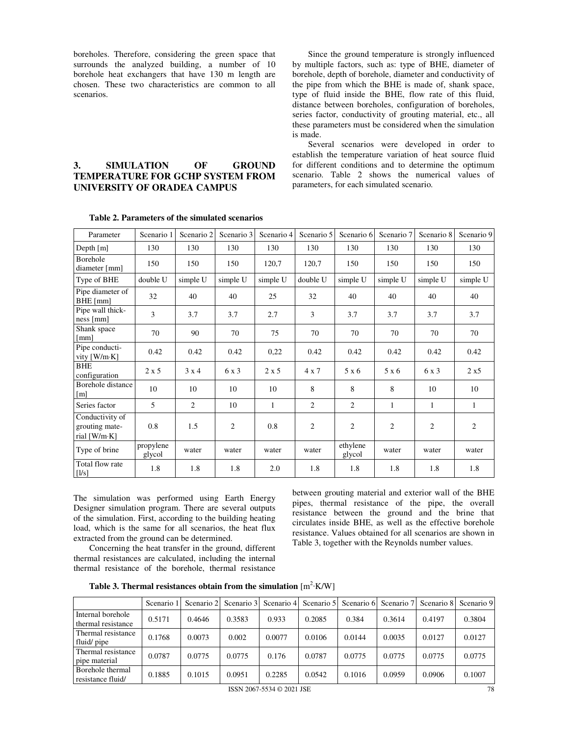boreholes. Therefore, considering the green space that surrounds the analyzed building, a number of 10 borehole heat exchangers that have 130 m length are chosen. These two characteristics are common to all scenarios.

## 3. SIMULATION OF GROUND TEMPERATURE FOR GCHP SYSTEM FROM UNIVERSITY OF ORADEA CAMPUS

Since the ground temperature is strongly influenced by multiple factors, such as: type of BHE, diameter of borehole, depth of borehole, diameter and conductivity of the pipe from which the BHE is made of, shank space, type of fluid inside the BHE, flow rate of this fluid, distance between boreholes, configuration of boreholes, series factor, conductivity of grouting material, etc., all these parameters must be considered when the simulation is made.

Several scenarios were developed in order to establish the temperature variation of heat source fluid for different conditions and to determine the optimum scenario. Table 2 shows the numerical values of parameters, for each simulated scenario.

**Table 2. Parameters of the simulated scenarios**

| Parameter | Scenario 1 | Scenario 2 | Scenario 3 | Scenario 4 | Scenario 5 | Scenario 6 | Scenario 7 | Scenario 8 | Scenario 9 |
|---|---|---|---|---|---|---|---|---|---|
| Depth [m] | 130 | 130 | 130 | 130 | 130 | 130 | 130 | 130 | 130 |
| Borehole diameter [mm] | 150 | 150 | 150 | 120,7 | 120,7 | 150 | 150 | 150 | 150 |
| Type of BHE | double U | simple U | simple U | simple U | double U | simple U | simple U | simple U | simple U |
| Pipe diameter of BHE [mm] | 32 | 40 | 40 | 25 | 32 | 40 | 40 | 40 | 40 |
| Pipe wall thickness [mm] | 3 | 3.7 | 3.7 | 2.7 | 3 | 3.7 | 3.7 | 3.7 | 3.7 |
| Shank space [mm] | 70 | 90 | 70 | 75 | 70 | 70 | 70 | 70 | 70 |
| Pipe conductivity [W/m·K] | 0.42 | 0.42 | 0.42 | 0,22 | 0.42 | 0.42 | 0.42 | 0.42 | 0.42 |
| BHE configuration | 2 x 5 | 3 x 4 | 6 x 3 | 2 x 5 | 4 x 7 | 5 x 6 | 5 x 6 | 6 x 3 | 2 x5 |
| Borehole distance [m] | 10 | 10 | 10 | 10 | 8 | 8 | 8 | 10 | 10 |
| Series factor | 5 | 2 | 10 | 1 | 2 | 2 | 1 | 1 | 1 |
| Conductivity of grouting material [W/m·K] | 0.8 | 1.5 | 2 | 0.8 | 2 | 2 | 2 | 2 | 2 |
| Type of brine | propylene glycol | water | water | water | water | ethylene glycol | water | water | water |
| Total flow rate [l/s] | 1.8 | 1.8 | 1.8 | 2.0 | 1.8 | 1.8 | 1.8 | 1.8 | 1.8 |

The simulation was performed using Earth Energy Designer simulation program. There are several outputs of the simulation. First, according to the building heating load, which is the same for all scenarios, the heat flux extracted from the ground can be determined.

Concerning the heat transfer in the ground, different thermal resistances are calculated, including the internal thermal resistance of the borehole, thermal resistance between grouting material and exterior wall of the BHE pipes, thermal resistance of the pipe, the overall resistance between the ground and the brine that circulates inside BHE, as well as the effective borehole resistance. Values obtained for all scenarios are shown in Table 3, together with the Reynolds number values.

**Table 3. Thermal resistances obtain from the simulation** [$m^2 \cdot K/W$]

| | Scenario 1 | Scenario 2 | Scenario 3 | Scenario 4 | Scenario 5 | Scenario 6 | Scenario 7 | Scenario 8 | Scenario 9 |
|---|---|---|---|---|---|---|---|---|---|
| Internal borehole thermal resistance | 0.5171 | 0.4646 | 0.3583 | 0.933 | 0.2085 | 0.384 | 0.3614 | 0.4197 | 0.3804 |
| Thermal resistance fluid/ pipe | 0.1768 | 0.0073 | 0.002 | 0.0077 | 0.0106 | 0.0144 | 0.0035 | 0.0127 | 0.0127 |
| Thermal resistance pipe material | 0.0787 | 0.0775 | 0.0775 | 0.176 | 0.0787 | 0.0775 | 0.0775 | 0.0775 | 0.0775 |
| Borehole thermal resistance fluid/ | 0.1885 | 0.1015 | 0.0951 | 0.2285 | 0.0542 | 0.1016 | 0.0959 | 0.0906 | 0.1007 |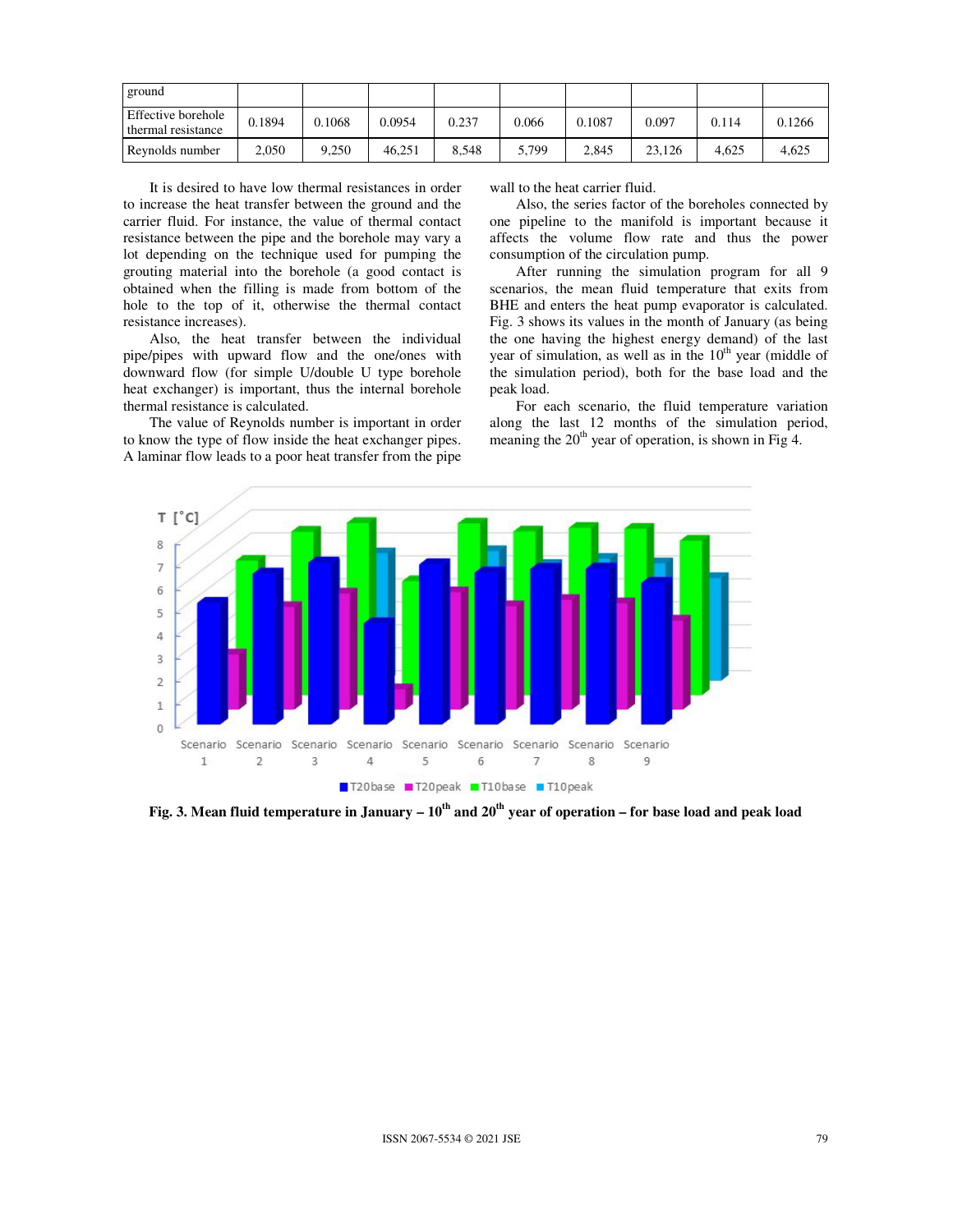| ground | | | | | | | | | |
|---|---|---|---|---|---|---|---|---|---|
| Effective borehole thermal resistance | 0.1894 | 0.1068 | 0.0954 | 0.237 | 0.066 | 0.1087 | 0.097 | 0.114 | 0.1266 |
| Reynolds number | 2,050 | 9,250 | 46,251 | 8,548 | 5,799 | 2,845 | 23,126 | 4,625 | 4,625 |

It is desired to have low thermal resistances in order to increase the heat transfer between the ground and the carrier fluid. For instance, the value of thermal contact resistance between the pipe and the borehole may vary a lot depending on the technique used for pumping the grouting material into the borehole (a good contact is obtained when the filling is made from bottom of the hole to the top of it, otherwise the thermal contact resistance increases).

Also, the heat transfer between the individual pipe/pipes with upward flow and the one/ones with downward flow (for simple U/double U type borehole heat exchanger) is important, thus the internal borehole thermal resistance is calculated.

The value of Reynolds number is important in order to know the type of flow inside the heat exchanger pipes. A laminar flow leads to a poor heat transfer from the pipe wall to the heat carrier fluid.

Also, the series factor of the boreholes connected by one pipeline to the manifold is important because it affects the volume flow rate and thus the power consumption of the circulation pump.

After running the simulation program for all 9 scenarios, the mean fluid temperature that exits from BHE and enters the heat pump evaporator is calculated. Fig. 3 shows its values in the month of January (as being the one having the highest energy demand) of the last year of simulation, as well as in the 10th year (middle of the simulation period), both for the base load and the peak load.

For each scenario, the fluid temperature variation along the last 12 months of the simulation period, meaning the 20th year of operation, is shown in Fig 4.

**Fig. 3. Mean fluid temperature in January – 10th and 20th year of operation – for base load and peak load**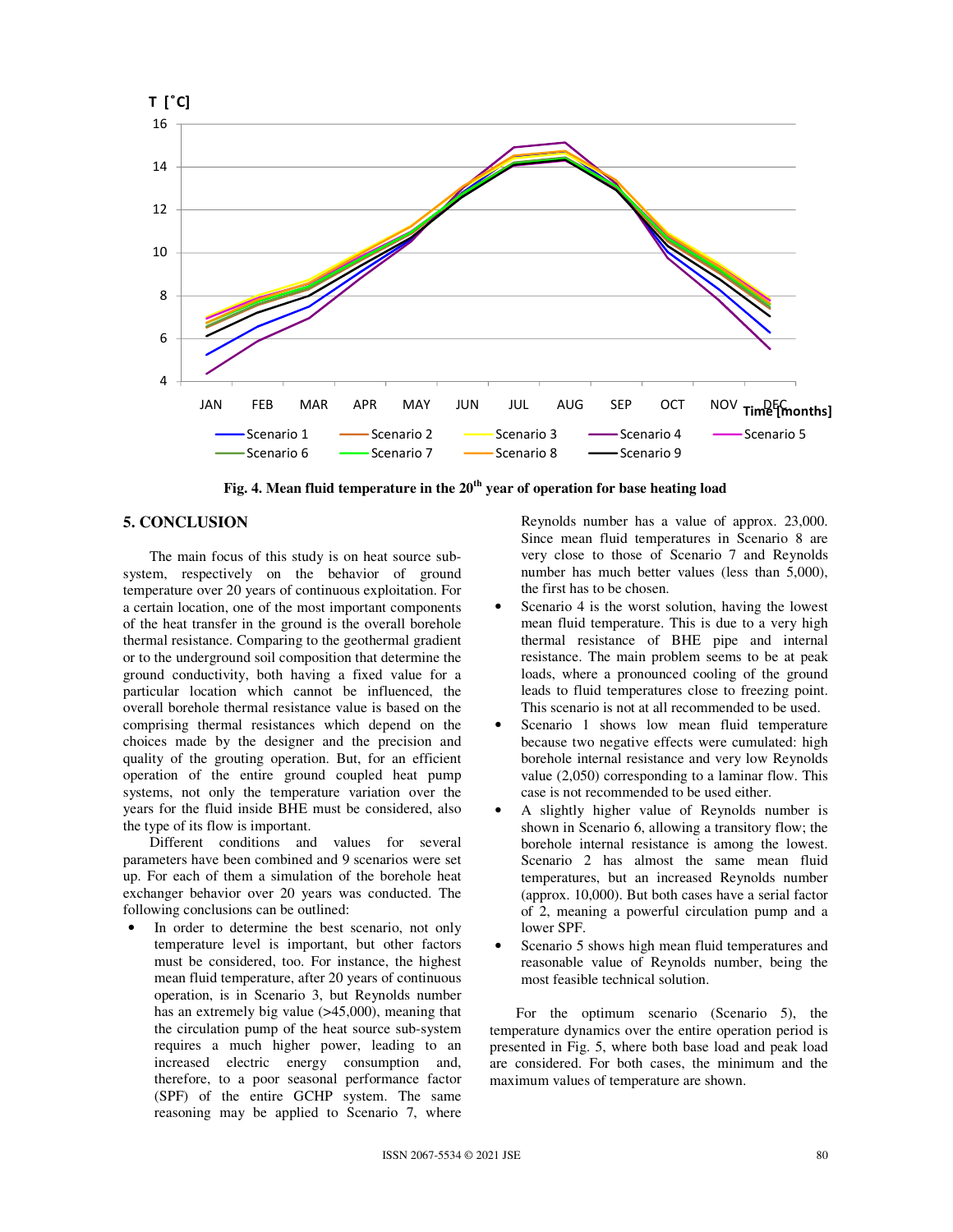Fig. 4. Mean fluid temperature in the 20[th] year of operation for base heating load

## 5. CONCLUSION

The main focus of this study is on heat source sub-system, respectively on the behavior of ground temperature over 20 years of continuous exploitation. For a certain location, one of the most important components of the heat transfer in the ground is the overall borehole thermal resistance. Comparing to the geothermal gradient or to the underground soil composition that determine the ground conductivity, both having a fixed value for a particular location which cannot be influenced, the overall borehole thermal resistance value is based on the comprising thermal resistances which depend on the choices made by the designer and the precision and quality of the grouting operation. But, for an efficient operation of the entire ground coupled heat pump systems, not only the temperature variation over the years for the fluid inside BHE must be considered, also the type of its flow is important.

Different conditions and values for several parameters have been combined and 9 scenarios were set up. For each of them a simulation of the borehole heat exchanger behavior over 20 years was conducted. The following conclusions can be outlined:

- In order to determine the best scenario, not only temperature level is important, but other factors must be considered, too. For instance, the highest mean fluid temperature, after 20 years of continuous operation, is in Scenario 3, but Reynolds number has an extremely big value (>45,000), meaning that the circulation pump of the heat source sub-system requires a much higher power, leading to an increased electric energy consumption and, therefore, to a poor seasonal performance factor (SPF) of the entire GCHP system. The same reasoning may be applied to Scenario 7, where Reynolds number has a value of approx. 23,000. Since mean fluid temperatures in Scenario 8 are very close to those of Scenario 7 and Reynolds number has much better values (less than 5,000), the first has to be chosen.
- Scenario 4 is the worst solution, having the lowest mean fluid temperature. This is due to a very high thermal resistance of BHE pipe and internal resistance. The main problem seems to be at peak loads, where a pronounced cooling of the ground leads to fluid temperatures close to freezing point. This scenario is not at all recommended to be used.
- Scenario 1 shows low mean fluid temperature because two negative effects were cumulated: high borehole internal resistance and very low Reynolds value (2,050) corresponding to a laminar flow. This case is not recommended to be used either.
- A slightly higher value of Reynolds number is shown in Scenario 6, allowing a transitory flow; the borehole internal resistance is among the lowest. Scenario 2 has almost the same mean fluid temperatures, but an increased Reynolds number (approx. 10,000). But both cases have a serial factor of 2, meaning a powerful circulation pump and a lower SPF.
- Scenario 5 shows high mean fluid temperatures and reasonable value of Reynolds number, being the most feasible technical solution.

For the optimum scenario (Scenario 5), the temperature dynamics over the entire operation period is presented in Fig. 5, where both base load and peak load are considered. For both cases, the minimum and the maximum values of temperature are shown.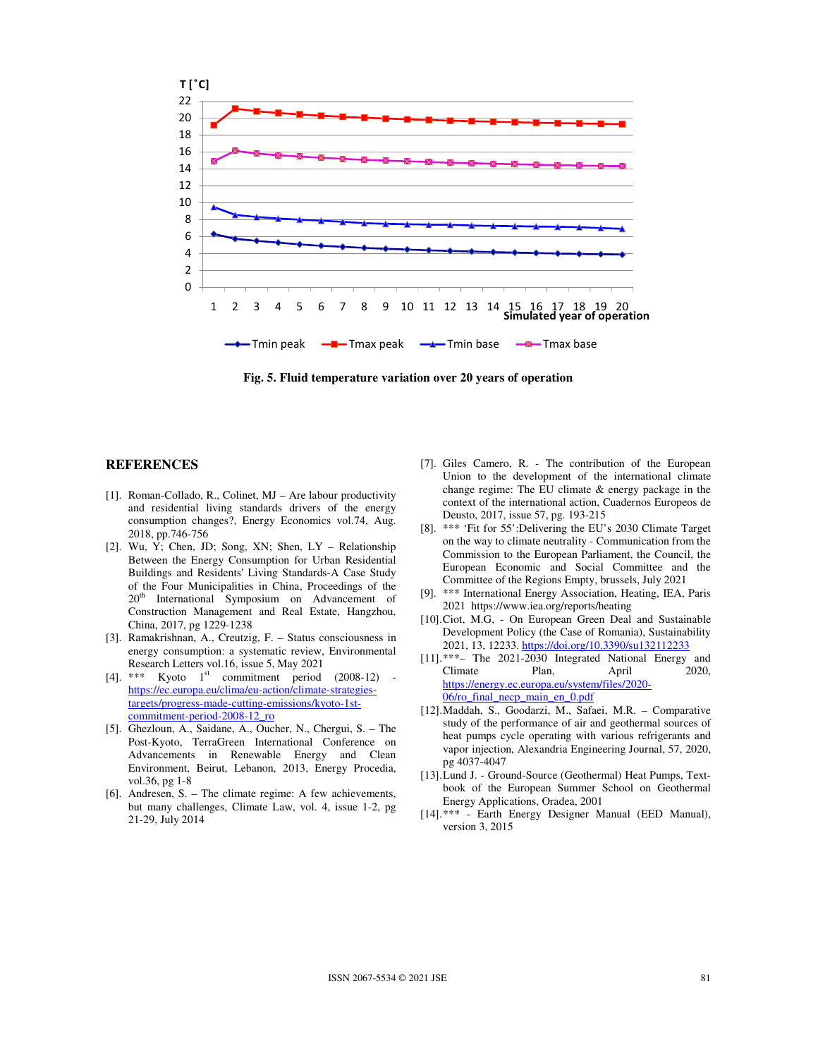T [˚C]

22
20
18
16
14
12
10
8
6
4
2
0

1 2 3 4 5 6 7 8 9 10 11 12 13 14 15 16 17 18 19 20

Simulated year of operation

Tmin peak
Tmax peak
Tmin base
Tmax base

**Fig. 5. Fluid temperature variation over 20 years of operation**

## REFERENCES

[1]. Roman-Collado, R., Colinet, MJ – Are labour productivity and residential living standards drivers of the energy consumption changes?, Energy Economics vol.74, Aug. 2018, pp.746-756

[2]. Wu, Y; Chen, JD; Song, XN; Shen, LY – Relationship Between the Energy Consumption for Urban Residential Buildings and Residents' Living Standards-A Case Study of the Four Municipalities in China, Proceedings of the 20th International Symposium on Advancement of Construction Management and Real Estate, Hangzhou, China, 2017, pg 1229-1238

[3]. Ramakrishnan, A., Creutzig, F. – Status consciousness in energy consumption: a systematic review, Environmental Research Letters vol.16, issue 5, May 2021

[4]. *** Kyoto 1st commitment period (2008-12) - https://ec.europa.eu/clima/eu-action/climate-strategies-targets/progress-made-cutting-emissions/kyoto-1st-commitment-period-2008-12_ro

[5]. Ghezloun, A., Saidane, A., Oucher, N., Chergui, S. – The Post-Kyoto, TerraGreen International Conference on Advancements in Renewable Energy and Clean Environment, Beirut, Lebanon, 2013, Energy Procedia, vol.36, pg 1-8

[6]. Andresen, S. – The climate regime: A few achievements, but many challenges, Climate Law, vol. 4, issue 1-2, pg 21-29, July 2014

[7]. Giles Camero, R. - The contribution of the European Union to the development of the international climate change regime: The EU climate & energy package in the context of the international action, Cuadernos Europeos de Deusto, 2017, issue 57, pg. 193-215

[8]. *** 'Fit for 55':Delivering the EU's 2030 Climate Target on the way to climate neutrality - Communication from the Commission to the European Parliament, the Council, the European Economic and Social Committee and the Committee of the Regions Empty, brussels, July 2021

[9]. *** International Energy Association, Heating, IEA, Paris 2021 https://www.iea.org/reports/heating

[10]. Ciot, M.G, - On European Green Deal and Sustainable Development Policy (the Case of Romania), Sustainability 2021, 13, 12233. https://doi.org/10.3390/su132112233

[11]. ***– The 2021-2030 Integrated National Energy and Climate Plan, April 2020, https://energy.ec.europa.eu/system/files/2020-06/ro_final_necp_main_en_0.pdf

[12]. Maddah, S., Goodarzi, M., Safaei, M.R. – Comparative study of the performance of air and geothermal sources of heat pumps cycle operating with various refrigerants and vapor injection, Alexandria Engineering Journal, 57, 2020, pg 4037-4047

[13]. Lund J. - Ground-Source (Geothermal) Heat Pumps, Text-book of the European Summer School on Geothermal Energy Applications, Oradea, 2001

[14]. *** - Earth Energy Designer Manual (EED Manual), version 3, 2015